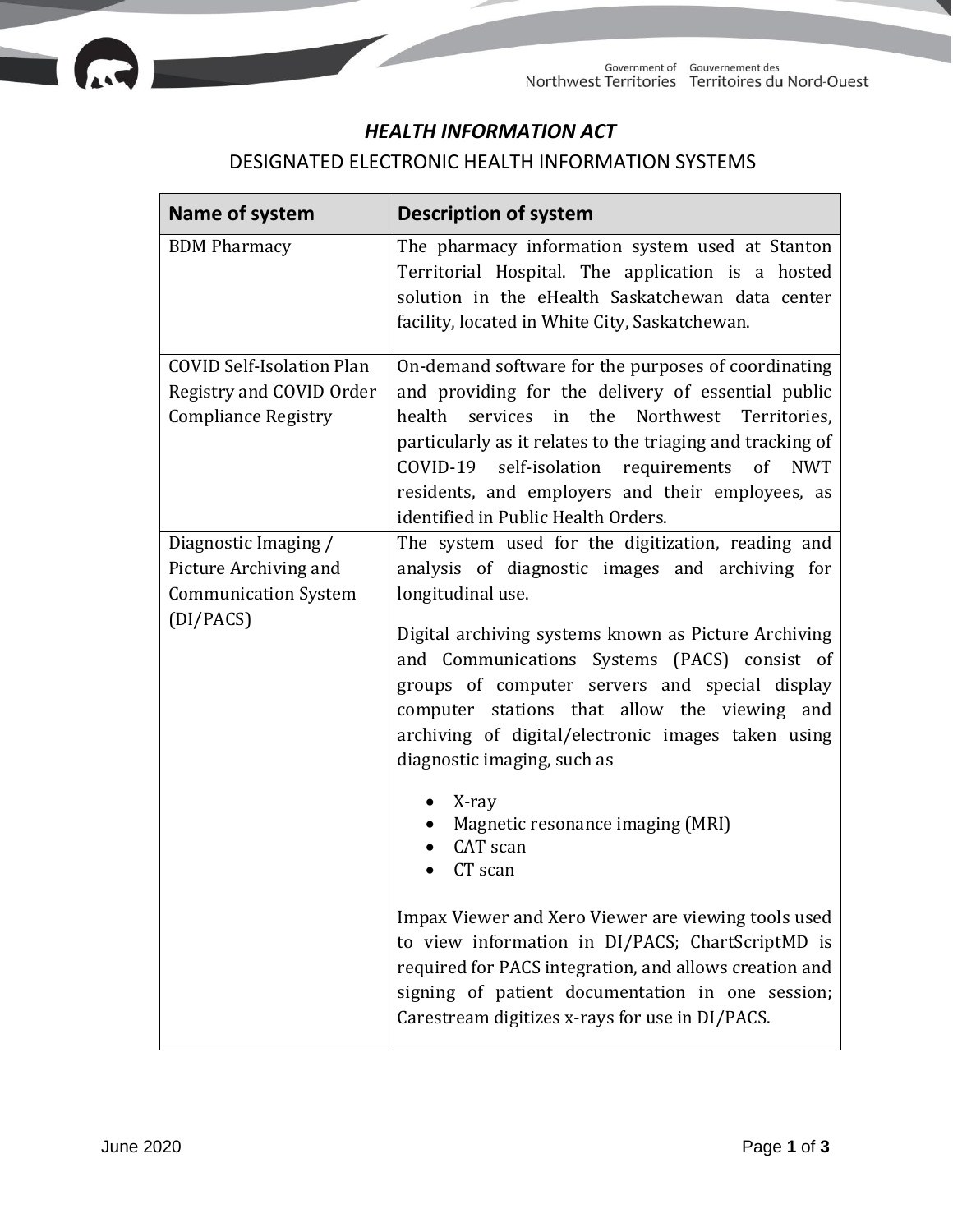# *HEALTH INFORMATION ACT*

## DESIGNATED ELECTRONIC HEALTH INFORMATION SYSTEMS

| Name of system | Description of system |
|---|---|
| BDM Pharmacy | The pharmacy information system used at Stanton Territorial Hospital. The application is a hosted solution in the eHealth Saskatchewan data center facility, located in White City, Saskatchewan. |
| COVID Self-Isolation Plan Registry and COVID Order Compliance Registry | On-demand software for the purposes of coordinating and providing for the delivery of essential public health services in the Northwest Territories, particularly as it relates to the triaging and tracking of COVID-19 self-isolation requirements of NWT residents, and employers and their employees, as identified in Public Health Orders. |
| Diagnostic Imaging / Picture Archiving and Communication System (DI/PACS) | The system used for the digitization, reading and analysis of diagnostic images and archiving for longitudinal use.<br><br>Digital archiving systems known as Picture Archiving and Communications Systems (PACS) consist of groups of computer servers and special display computer stations that allow the viewing and archiving of digital/electronic images taken using diagnostic imaging, such as<br><br>• X-ray<br>• Magnetic resonance imaging (MRI)<br>• CAT scan<br>• CT scan<br><br>Impax Viewer and Xero Viewer are viewing tools used to view information in DI/PACS; ChartScriptMD is required for PACS integration, and allows creation and signing of patient documentation in one session; Carestream digitizes x-rays for use in DI/PACS. |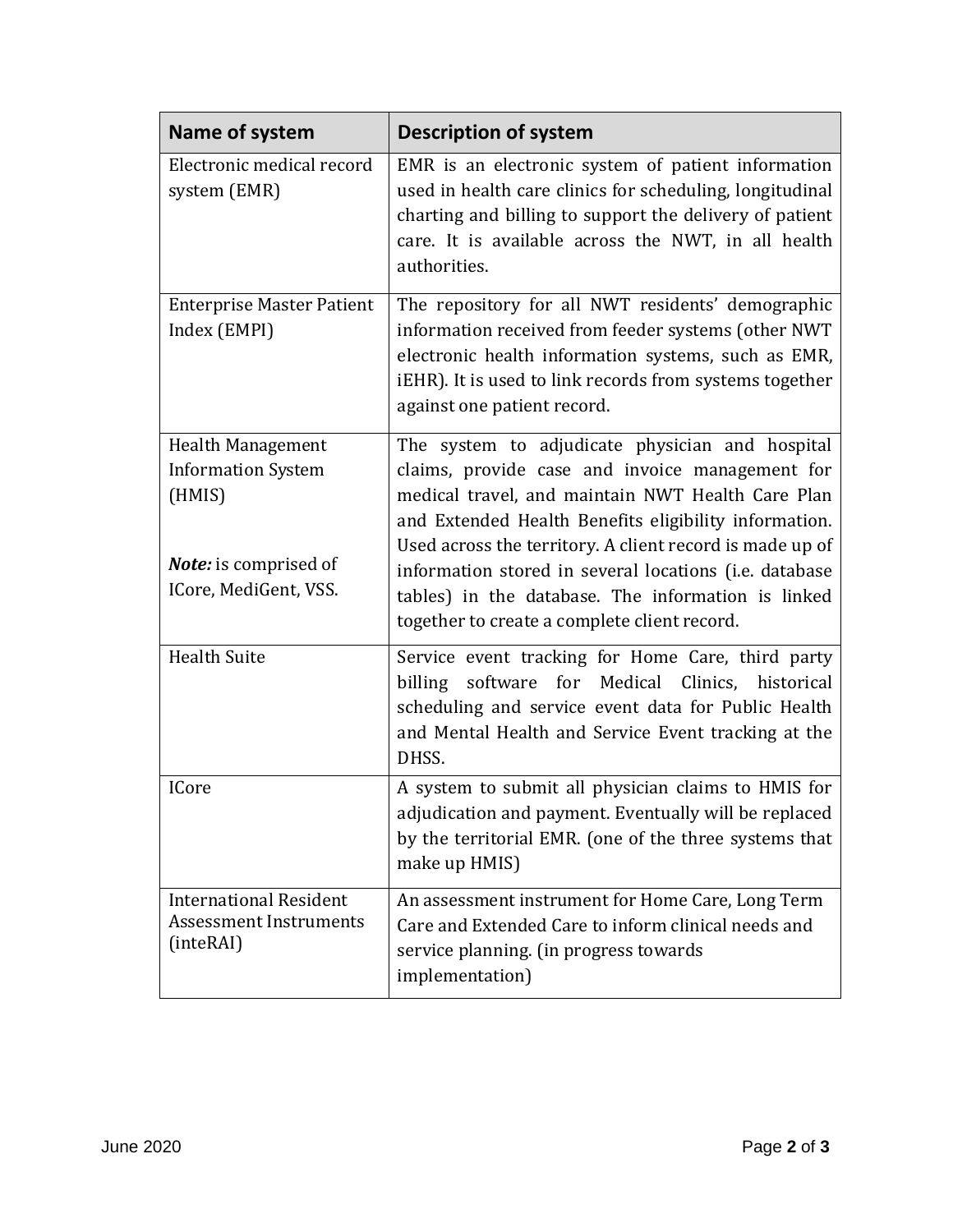| Name of system | Description of system |
|---|---|
| Electronic medical record system (EMR) | EMR is an electronic system of patient information used in health care clinics for scheduling, longitudinal charting and billing to support the delivery of patient care. It is available across the NWT, in all health authorities. |
| Enterprise Master Patient Index (EMPI) | The repository for all NWT residents' demographic information received from feeder systems (other NWT electronic health information systems, such as EMR, iEHR). It is used to link records from systems together against one patient record. |
| Health Management Information System (HMIS)<br><br>***Note:*** is comprised of ICore, MediGent, VSS. | The system to adjudicate physician and hospital claims, provide case and invoice management for medical travel, and maintain NWT Health Care Plan and Extended Health Benefits eligibility information. Used across the territory. A client record is made up of information stored in several locations (i.e. database tables) in the database. The information is linked together to create a complete client record. |
| Health Suite | Service event tracking for Home Care, third party billing software for Medical Clinics, historical scheduling and service event data for Public Health and Mental Health and Service Event tracking at the DHSS. |
| ICore | A system to submit all physician claims to HMIS for adjudication and payment. Eventually will be replaced by the territorial EMR. (one of the three systems that make up HMIS) |
| International Resident Assessment Instruments (inteRAI) | An assessment instrument for Home Care, Long Term Care and Extended Care to inform clinical needs and service planning. (in progress towards implementation) |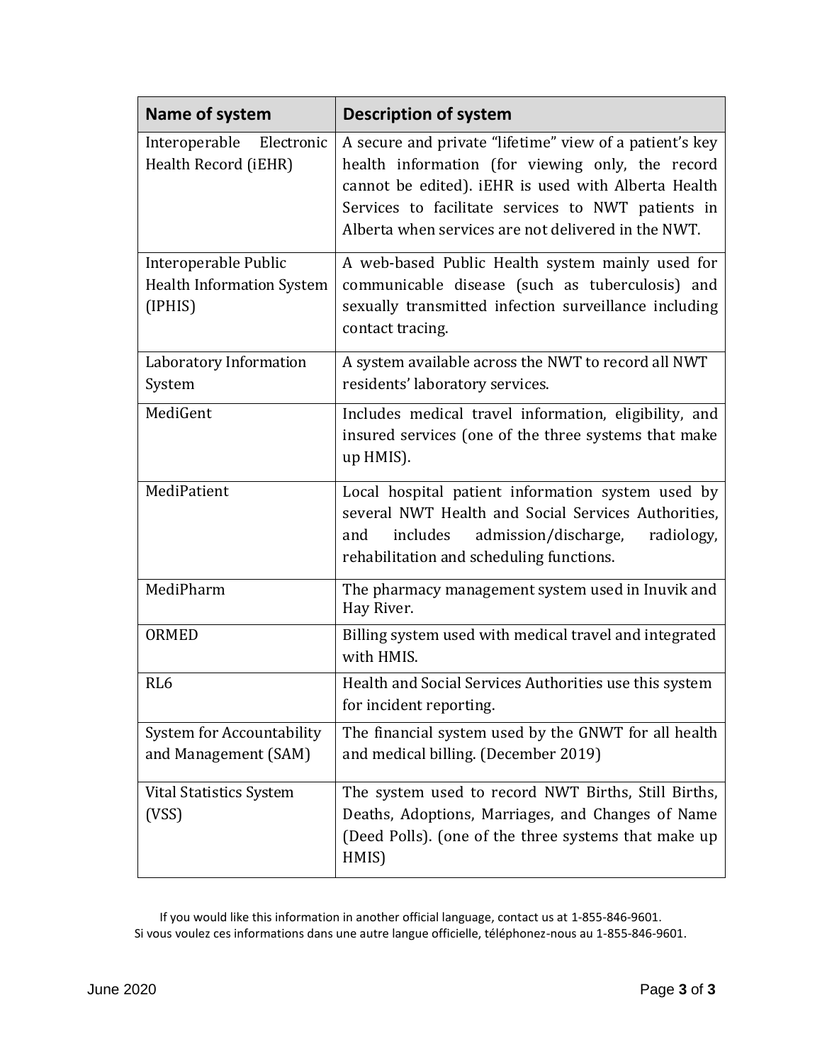| Name of system | Description of system |
| --- | --- |
| Interoperable Electronic Health Record (iEHR) | A secure and private "lifetime" view of a patient's key health information (for viewing only, the record cannot be edited). iEHR is used with Alberta Health Services to facilitate services to NWT patients in Alberta when services are not delivered in the NWT. |
| Interoperable Public Health Information System (IPHIS) | A web-based Public Health system mainly used for communicable disease (such as tuberculosis) and sexually transmitted infection surveillance including contact tracing. |
| Laboratory Information System | A system available across the NWT to record all NWT residents' laboratory services. |
| MediGent | Includes medical travel information, eligibility, and insured services (one of the three systems that make up HMIS). |
| MediPatient | Local hospital patient information system used by several NWT Health and Social Services Authorities, and includes admission/discharge, radiology, rehabilitation and scheduling functions. |
| MediPharm | The pharmacy management system used in Inuvik and Hay River. |
| ORMED | Billing system used with medical travel and integrated with HMIS. |
| RL6 | Health and Social Services Authorities use this system for incident reporting. |
| System for Accountability and Management (SAM) | The financial system used by the GNWT for all health and medical billing. (December 2019) |
| Vital Statistics System (VSS) | The system used to record NWT Births, Still Births, Deaths, Adoptions, Marriages, and Changes of Name (Deed Polls). (one of the three systems that make up HMIS) |

If you would like this information in another official language, contact us at 1-855-846-9601.
Si vous voulez ces informations dans une autre langue officielle, téléphonez-nous au 1-855-846-9601.

June 2020